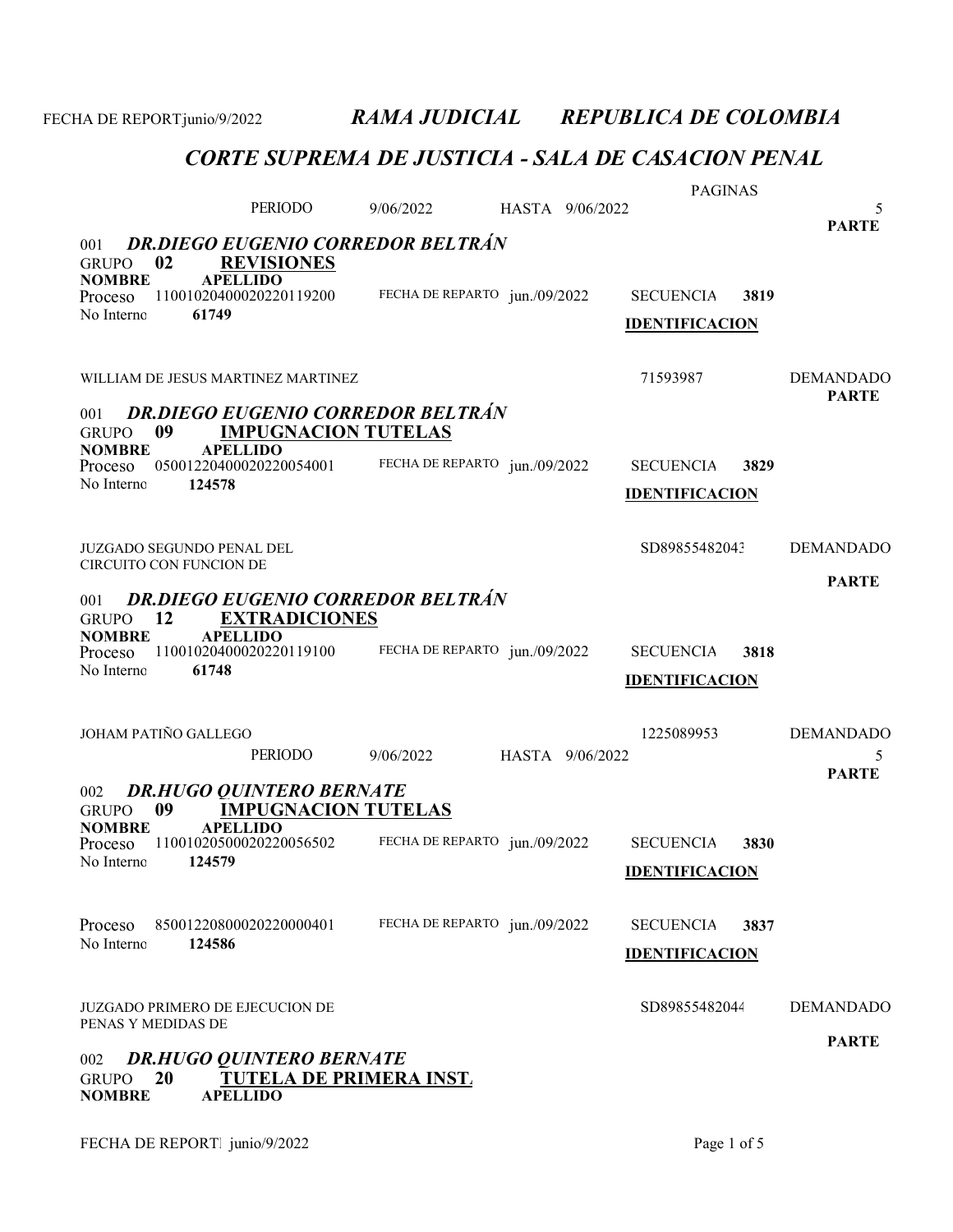FECHA DE REPORT junio/9/2022

## *RAMA JUDICIAL REPUBLICA DE COLOMBIA*

## *CORTE SUPREMA DE JUSTICIA - SALA DE CASACION PENAL*

PERIODO 9/06/2022 HASTA 9/06/2022 PAGINAS 5

**PARTE**

### 001 *DR.DIEGO EUGENIO CORREDOR BELTRÁN*

GRUPO **02** **REVISIONES**

**NOMBRE** **APELLIDO**

Proceso 11001020400020220119200 FECHA DE REPARTO jun./09/2022 SECUENCIA **3819**

No Interno **61749** **IDENTIFICACION**

WILLIAM DE JESUS MARTINEZ MARTINEZ 71593987 DEMANDADO

**PARTE**

### 001 *DR.DIEGO EUGENIO CORREDOR BELTRÁN*

GRUPO **09** **IMPUGNACION TUTELAS**

**NOMBRE** **APELLIDO**

Proceso 05001220400020220054001 FECHA DE REPARTO jun./09/2022 SECUENCIA **3829**

No Interno **124578** **IDENTIFICACION**

JUZGADO SEGUNDO PENAL DEL CIRCUITO CON FUNCION DE SD89855482043 DEMANDADO

**PARTE**

### 001 *DR.DIEGO EUGENIO CORREDOR BELTRÁN*

GRUPO **12** **EXTRADICIONES**

**NOMBRE** **APELLIDO**

Proceso 11001020400020220119100 FECHA DE REPARTO jun./09/2022 SECUENCIA **3818**

No Interno **61748** **IDENTIFICACION**

JOHAM PATIÑO GALLEGO 1225089953 DEMANDADO

PERIODO 9/06/2022 HASTA 9/06/2022 5

**PARTE**

### 002 *DR.HUGO QUINTERO BERNATE*

GRUPO **09** **IMPUGNACION TUTELAS**

**NOMBRE** **APELLIDO**

Proceso 11001020500020220056502 FECHA DE REPARTO jun./09/2022 SECUENCIA **3830**

No Interno **124579** **IDENTIFICACION**

Proceso 85001220800020220000401 FECHA DE REPARTO jun./09/2022 SECUENCIA **3837**

No Interno **124586** **IDENTIFICACION**

JUZGADO PRIMERO DE EJECUCION DE PENAS Y MEDIDAS DE SD89855482044 DEMANDADO

**PARTE**

### 002 *DR.HUGO QUINTERO BERNATE*

GRUPO **20** **TUTELA DE PRIMERA INST.**

**NOMBRE** **APELLIDO**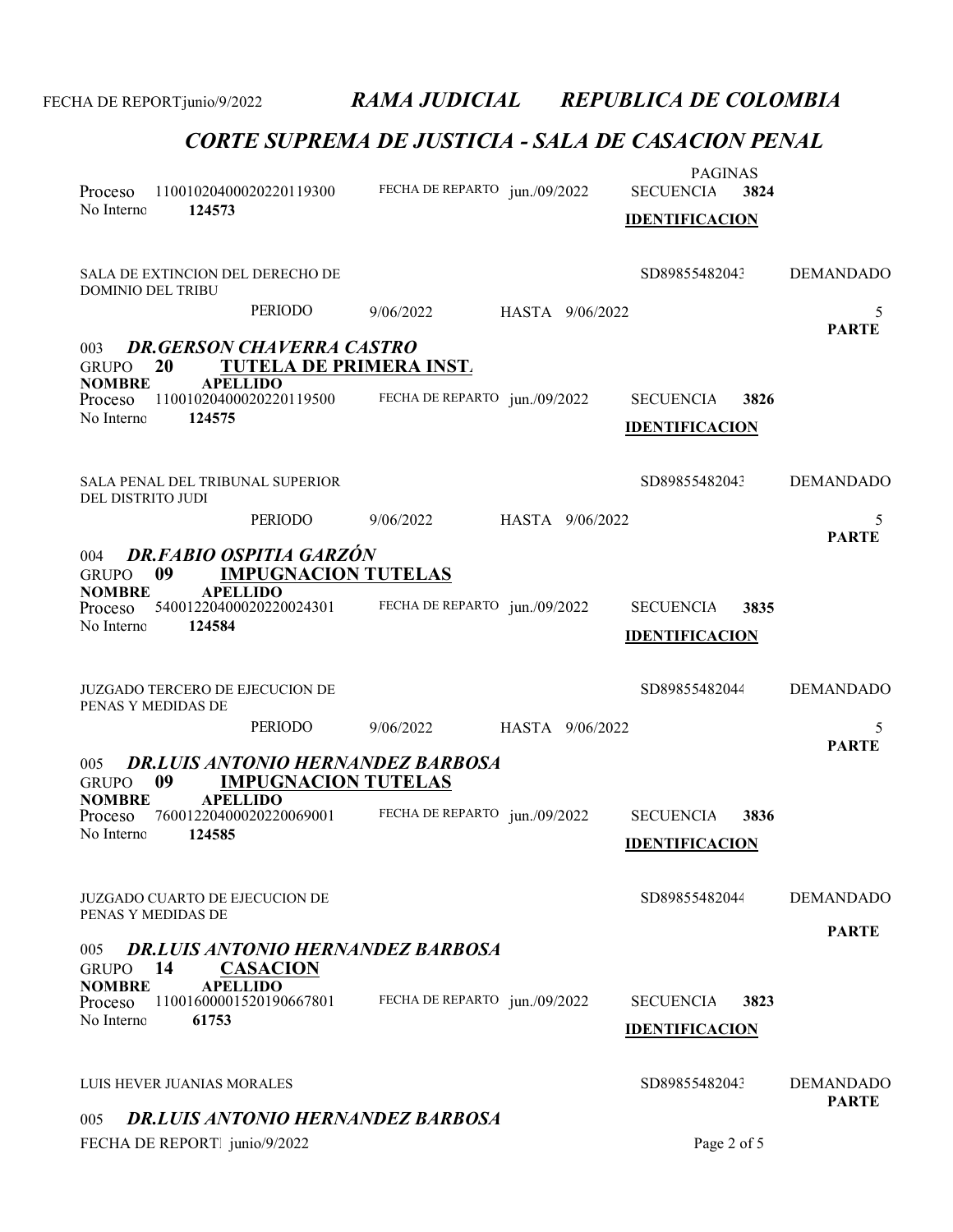## CORTE SUPREMA DE JUSTICIA - SALA DE CASACION PENAL

Proceso 11001020400020220119300 FECHA DE REPARTO jun./09/2022 PAGINAS SECUENCIA **3824**
No Interno **124573**

**IDENTIFICACION**

SALA DE EXTINCION DEL DERECHO DE DOMINIO DEL TRIBU — SD89855482043 — DEMANDADO

PERIODO 9/06/2022 HASTA 9/06/2022 — 5

**PARTE**

003 ***DR.GERSON CHAVERRA CASTRO***

GRUPO **20** **TUTELA DE PRIMERA INST.**

**NOMBRE** **APELLIDO**

Proceso 11001020400020220119500 FECHA DE REPARTO jun./09/2022 SECUENCIA **3826**
No Interno **124575**

**IDENTIFICACION**

SALA PENAL DEL TRIBUNAL SUPERIOR DEL DISTRITO JUDI — SD89855482043 — DEMANDADO

PERIODO 9/06/2022 HASTA 9/06/2022 — 5

**PARTE**

004 ***DR.FABIO OSPITIA GARZÓN***

GRUPO **09** **IMPUGNACION TUTELAS**

**NOMBRE** **APELLIDO**

Proceso 54001220400020220024301 FECHA DE REPARTO jun./09/2022 SECUENCIA **3835**
No Interno **124584**

**IDENTIFICACION**

JUZGADO TERCERO DE EJECUCION DE PENAS Y MEDIDAS DE — SD89855482044 — DEMANDADO

PERIODO 9/06/2022 HASTA 9/06/2022 — 5

**PARTE**

005 ***DR.LUIS ANTONIO HERNANDEZ BARBOSA***

GRUPO **09** **IMPUGNACION TUTELAS**

**NOMBRE** **APELLIDO**

Proceso 76001220400020220069001 FECHA DE REPARTO jun./09/2022 SECUENCIA **3836**
No Interno **124585**

**IDENTIFICACION**

JUZGADO CUARTO DE EJECUCION DE PENAS Y MEDIDAS DE — SD89855482044 — DEMANDADO

**PARTE**

005 ***DR.LUIS ANTONIO HERNANDEZ BARBOSA***

GRUPO **14** **CASACION**

**NOMBRE** **APELLIDO**

Proceso 11001600001520190667801 FECHA DE REPARTO jun./09/2022 SECUENCIA **3823**
No Interno **61753**

**IDENTIFICACION**

LUIS HEVER JUANIAS MORALES — SD89855482043 — DEMANDADO

**PARTE**

005 ***DR.LUIS ANTONIO HERNANDEZ BARBOSA***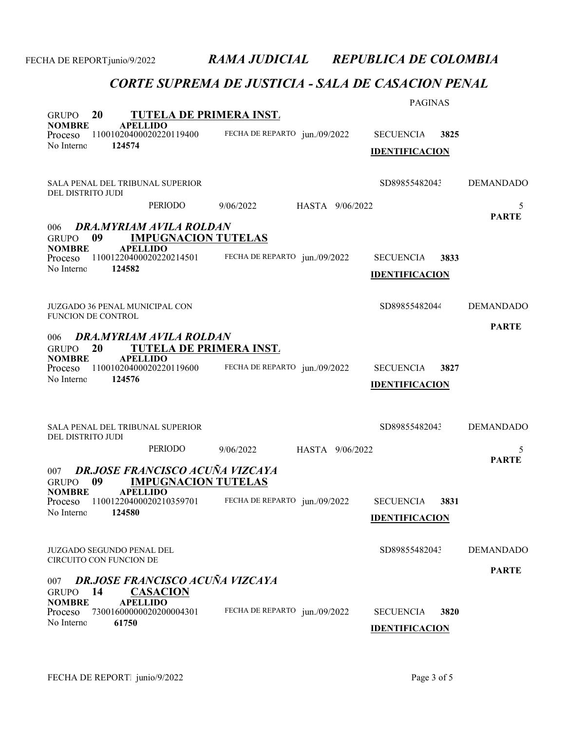FECHA DE REPORT junio/9/2022 ***RAMA JUDICIAL REPUBLICA DE COLOMBIA***

## *CORTE SUPREMA DE JUSTICIA - SALA DE CASACION PENAL*

PAGINAS

GRUPO **20** **TUTELA DE PRIMERA INST.**

**NOMBRE** **APELLIDO**

Proceso 11001020400020220119400 FECHA DE REPARTO jun./09/2022 SECUENCIA **3825**

No Interno **124574**

**IDENTIFICACION**

SALA PENAL DEL TRIBUNAL SUPERIOR DEL DISTRITO JUDI SD89855482043 DEMANDADO

PERIODO 9/06/2022 HASTA 9/06/2022 5

**PARTE**

### 006 *DRA.MYRIAM AVILA ROLDAN*

GRUPO **09** **IMPUGNACION TUTELAS**

**NOMBRE** **APELLIDO**

Proceso 11001220400020220214501 FECHA DE REPARTO jun./09/2022 SECUENCIA **3833**

No Interno **124582**

**IDENTIFICACION**

JUZGADO 36 PENAL MUNICIPAL CON FUNCION DE CONTROL SD89855482044 DEMANDADO

**PARTE**

### 006 *DRA.MYRIAM AVILA ROLDAN*

GRUPO **20** **TUTELA DE PRIMERA INST.**

**NOMBRE** **APELLIDO**

Proceso 11001020400020220119600 FECHA DE REPARTO jun./09/2022 SECUENCIA **3827**

No Interno **124576**

**IDENTIFICACION**

SALA PENAL DEL TRIBUNAL SUPERIOR DEL DISTRITO JUDI SD89855482043 DEMANDADO

PERIODO 9/06/2022 HASTA 9/06/2022 5

**PARTE**

### 007 *DR.JOSE FRANCISCO ACUÑA VIZCAYA*

GRUPO **09** **IMPUGNACION TUTELAS**

**NOMBRE** **APELLIDO**

Proceso 11001220400020210359701 FECHA DE REPARTO jun./09/2022 SECUENCIA **3831**

No Interno **124580**

**IDENTIFICACION**

JUZGADO SEGUNDO PENAL DEL CIRCUITO CON FUNCION DE SD89855482043 DEMANDADO

**PARTE**

### 007 *DR.JOSE FRANCISCO ACUÑA VIZCAYA*

GRUPO **14** **CASACION**

**NOMBRE** **APELLIDO**

Proceso 73001600000020200004301 FECHA DE REPARTO jun./09/2022 SECUENCIA **3820**

No Interno **61750**

**IDENTIFICACION**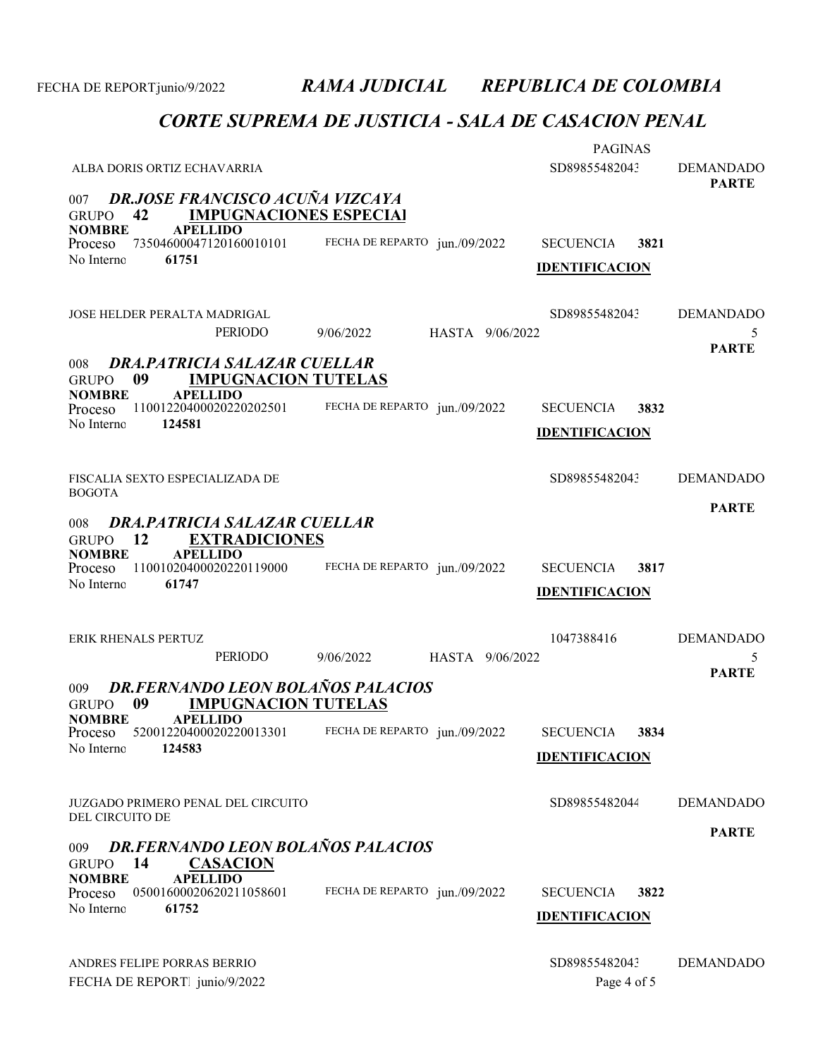# RAMA JUDICIAL REPUBLICA DE COLOMBIA

## CORTE SUPREMA DE JUSTICIA - SALA DE CASACION PENAL

PAGINAS

ALBA DORIS ORTIZ ECHAVARRIA — SD89855482043 — DEMANDADO

**PARTE**

007 ***DR.JOSE FRANCISCO ACUÑA VIZCAYA***

GRUPO **42** **IMPUGNACIONES ESPECIAI**

**NOMBRE** **APELLIDO**

Proceso 73504600047120160010101 — FECHA DE REPARTO jun./09/2022 — SECUENCIA **3821**

No Interno **61751** — **IDENTIFICACION**

JOSE HELDER PERALTA MADRIGAL — SD89855482043 — DEMANDADO

PERIODO 9/06/2022 HASTA 9/06/2022 — 5

**PARTE**

008 ***DRA.PATRICIA SALAZAR CUELLAR***

GRUPO **09** **IMPUGNACION TUTELAS**

**NOMBRE** **APELLIDO**

Proceso 11001220400020220202501 — FECHA DE REPARTO jun./09/2022 — SECUENCIA **3832**

No Interno **124581** — **IDENTIFICACION**

FISCALIA SEXTO ESPECIALIZADA DE BOGOTA — SD89855482043 — DEMANDADO

**PARTE**

008 ***DRA.PATRICIA SALAZAR CUELLAR***

GRUPO **12** **EXTRADICIONES**

**NOMBRE** **APELLIDO**

Proceso 11001020400020220119000 — FECHA DE REPARTO jun./09/2022 — SECUENCIA **3817**

No Interno **61747** — **IDENTIFICACION**

ERIK RHENALS PERTUZ — 1047388416 — DEMANDADO

PERIODO 9/06/2022 HASTA 9/06/2022 — 5

**PARTE**

009 ***DR.FERNANDO LEON BOLAÑOS PALACIOS***

GRUPO **09** **IMPUGNACION TUTELAS**

**NOMBRE** **APELLIDO**

Proceso 52001220400020220013301 — FECHA DE REPARTO jun./09/2022 — SECUENCIA **3834**

No Interno **124583** — **IDENTIFICACION**

JUZGADO PRIMERO PENAL DEL CIRCUITO DEL CIRCUITO DE — SD89855482044 — DEMANDADO

**PARTE**

009 ***DR.FERNANDO LEON BOLAÑOS PALACIOS***

GRUPO **14** **CASACION**

**NOMBRE** **APELLIDO**

Proceso 05001600020620211058601 — FECHA DE REPARTO jun./09/2022 — SECUENCIA **3822**

No Interno **61752** — **IDENTIFICACION**

ANDRES FELIPE PORRAS BERRIO — SD89855482043 — DEMANDADO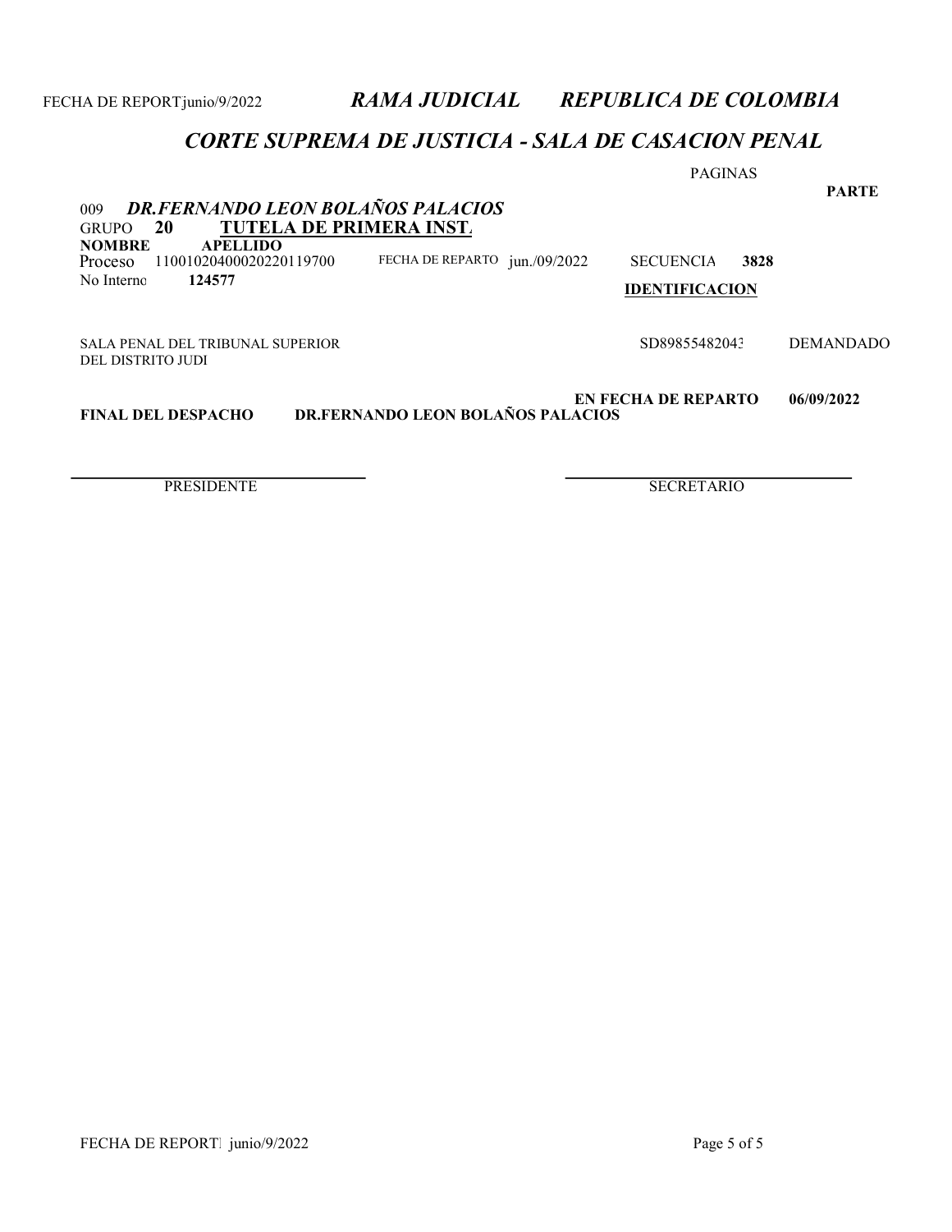FECHA DE REPORTjunio/9/2022

# *RAMA JUDICIAL REPUBLICA DE COLOMBIA*

## *CORTE SUPREMA DE JUSTICIA - SALA DE CASACION PENAL*

PAGINAS

**PARTE**

009 ***DR.FERNANDO LEON BOLAÑOS PALACIOS***

GRUPO **20** **TUTELA DE PRIMERA INST.**

**NOMBRE** **APELLIDO**

Proceso 11001020400020220119700 FECHA DE REPARTO jun./09/2022 SECUENCIA **3828**

No Interno **124577** **IDENTIFICACION**

| | | |
|---|---|---|
| SALA PENAL DEL TRIBUNAL SUPERIOR DEL DISTRITO JUDI | SD8985548204З | DEMANDADO |

**EN FECHA DE REPARTO** **06/09/2022**

**FINAL DEL DESPACHO** **DR.FERNANDO LEON BOLAÑOS PALACIOS**

PRESIDENTE

SECRETARIO